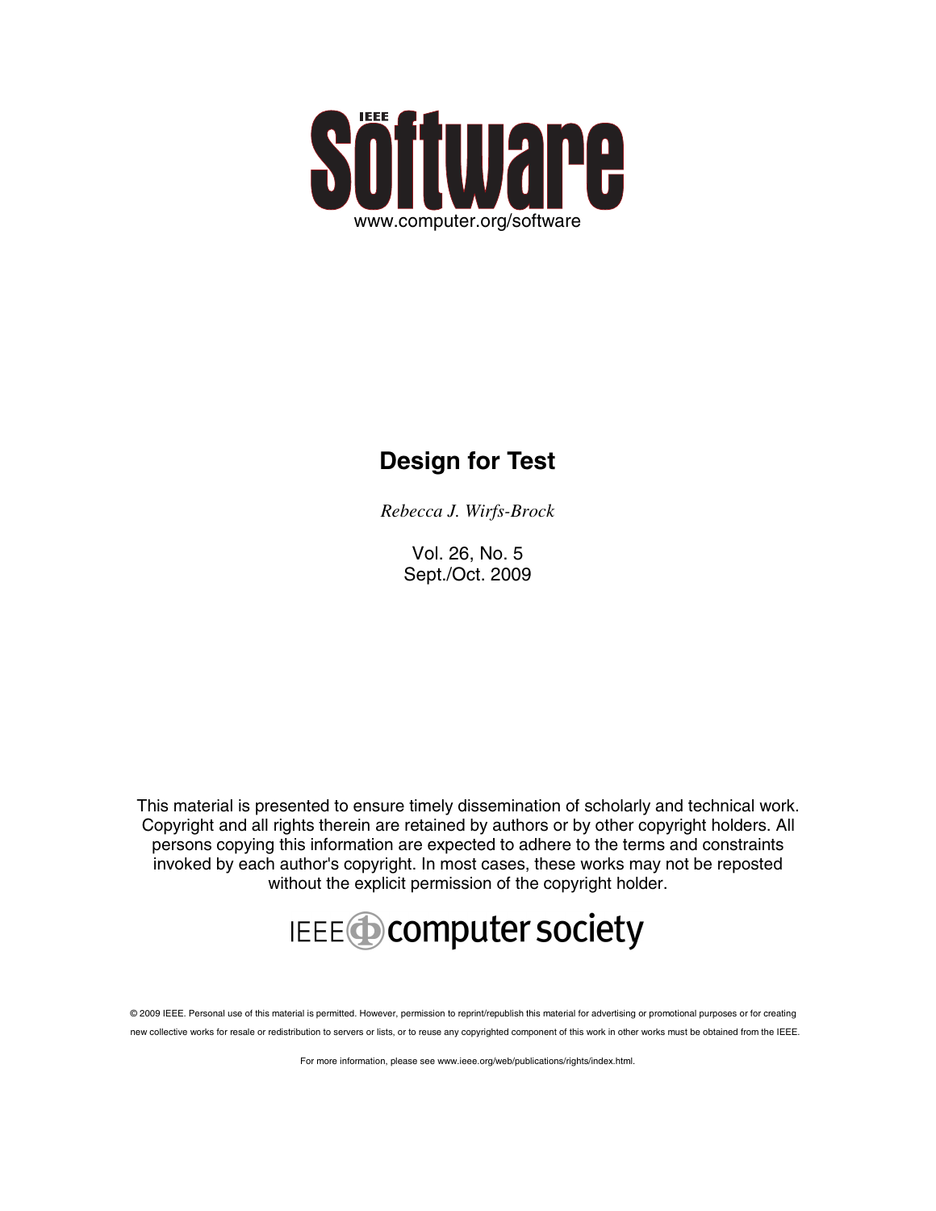# IEEE Software

www.computer.org/software

## Design for Test

*Rebecca J. Wirfs-Brock*

Vol. 26, No. 5
Sept./Oct. 2009

This material is presented to ensure timely dissemination of scholarly and technical work. Copyright and all rights therein are retained by authors or by other copyright holders. All persons copying this information are expected to adhere to the terms and constraints invoked by each author's copyright. In most cases, these works may not be reposted without the explicit permission of the copyright holder.

IEEE computer society

© 2009 IEEE. Personal use of this material is permitted. However, permission to reprint/republish this material for advertising or promotional purposes or for creating new collective works for resale or redistribution to servers or lists, or to reuse any copyrighted component of this work in other works must be obtained from the IEEE.

For more information, please see www.ieee.org/web/publications/rights/index.html.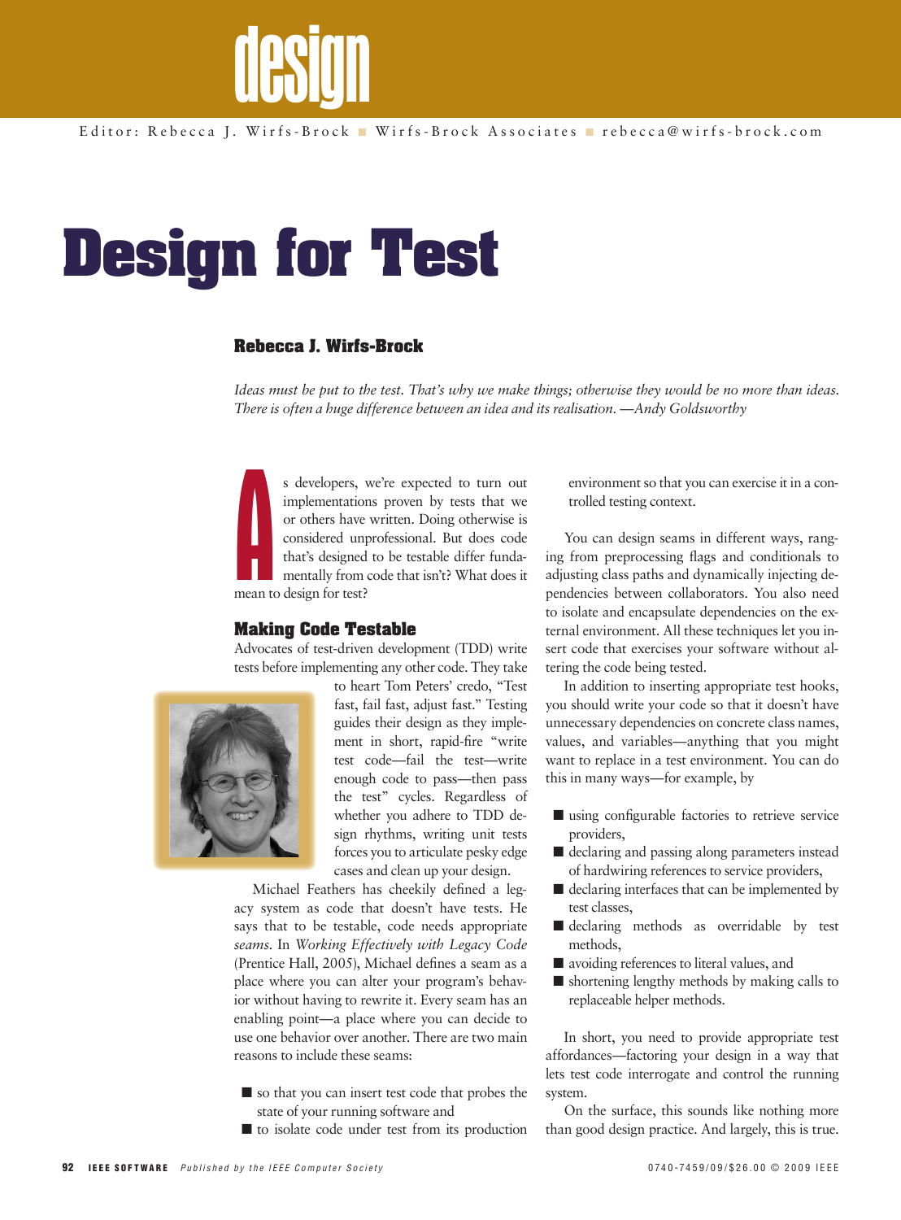# design

Editor: Rebecca J. Wirfs-Brock ■ Wirfs-Brock Associates ■ rebecca@wirfs-brock.com

# Design for Test

### Rebecca J. Wirfs-Brock

*Ideas must be put to the test. That's why we make things; otherwise they would be no more than ideas. There is often a huge difference between an idea and its realisation. —Andy Goldsworthy*

As developers, we're expected to turn out implementations proven by tests that we or others have written. Doing otherwise is considered unprofessional. But does code that's designed to be testable differ fundamentally from code that isn't? What does it mean to design for test?

## Making Code Testable

Advocates of test-driven development (TDD) write tests before implementing any other code. They take to heart Tom Peters' credo, "Test fast, fail fast, adjust fast." Testing guides their design as they implement in short, rapid-fire "write test code—fail the test—write enough code to pass—then pass the test" cycles. Regardless of whether you adhere to TDD design rhythms, writing unit tests forces you to articulate pesky edge cases and clean up your design.

Michael Feathers has cheekily defined a legacy system as code that doesn't have tests. He says that to be testable, code needs appropriate *seams*. In *Working Effectively with Legacy Code* (Prentice Hall, 2005), Michael defines a seam as a place where you can alter your program's behavior without having to rewrite it. Every seam has an enabling point—a place where you can decide to use one behavior over another. There are two main reasons to include these seams:

- so that you can insert test code that probes the state of your running software and
- to isolate code under test from its production environment so that you can exercise it in a controlled testing context.

You can design seams in different ways, ranging from preprocessing flags and conditionals to adjusting class paths and dynamically injecting dependencies between collaborators. You also need to isolate and encapsulate dependencies on the external environment. All these techniques let you insert code that exercises your software without altering the code being tested.

In addition to inserting appropriate test hooks, you should write your code so that it doesn't have unnecessary dependencies on concrete class names, values, and variables—anything that you might want to replace in a test environment. You can do this in many ways—for example, by

- using configurable factories to retrieve service providers,
- declaring and passing along parameters instead of hardwiring references to service providers,
- declaring interfaces that can be implemented by test classes,
- declaring methods as overridable by test methods,
- avoiding references to literal values, and
- shortening lengthy methods by making calls to replaceable helper methods.

In short, you need to provide appropriate test affordances—factoring your design in a way that lets test code interrogate and control the running system.

On the surface, this sounds like nothing more than good design practice. And largely, this is true.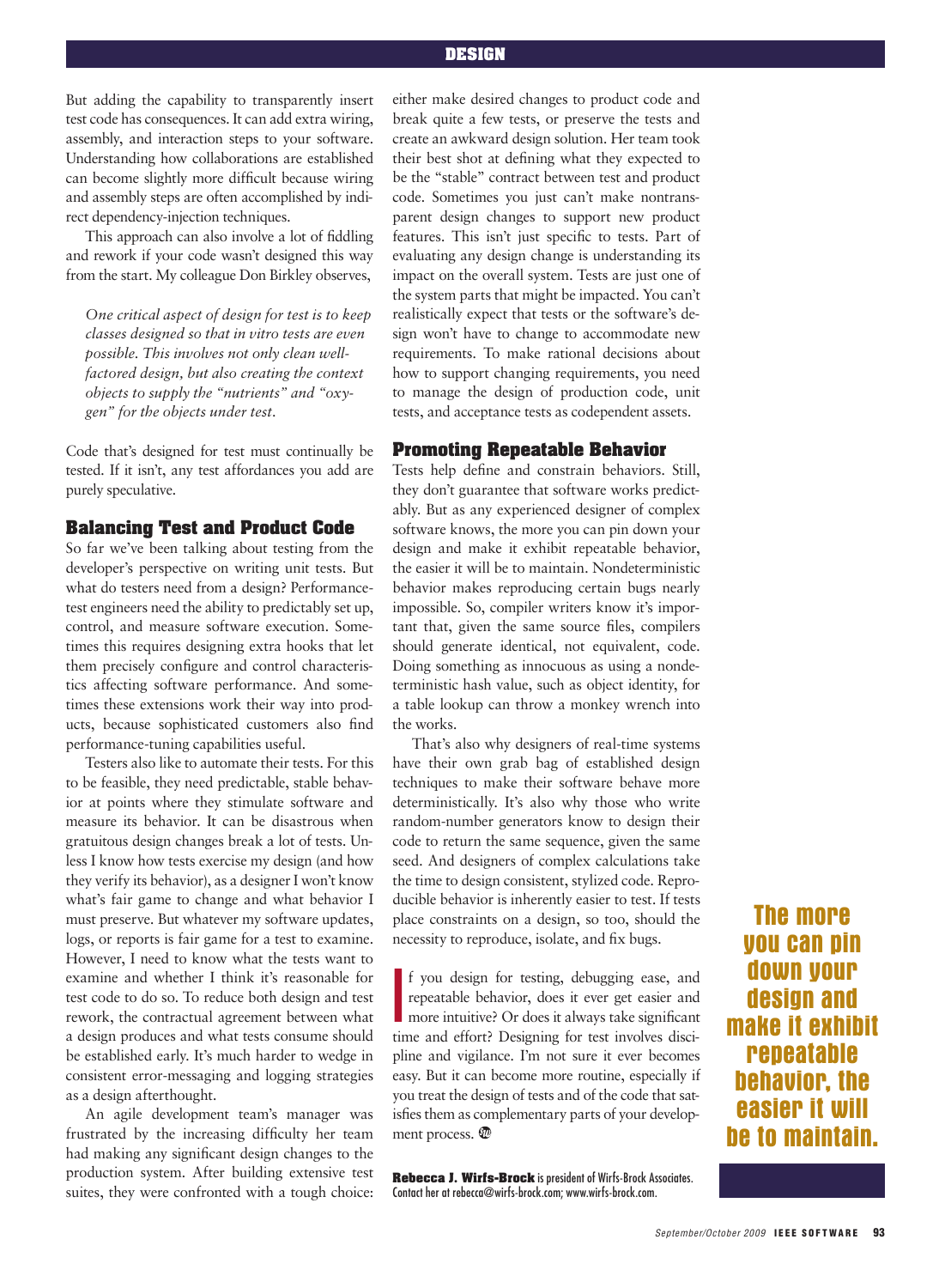But adding the capability to transparently insert test code has consequences. It can add extra wiring, assembly, and interaction steps to your software. Understanding how collaborations are established can become slightly more difficult because wiring and assembly steps are often accomplished by indirect dependency-injection techniques.

This approach can also involve a lot of fiddling and rework if your code wasn't designed this way from the start. My colleague Don Birkley observes,

> *One critical aspect of design for test is to keep classes designed so that in vitro tests are even possible. This involves not only clean well-factored design, but also creating the context objects to supply the "nutrients" and "oxygen" for the objects under test.*

Code that's designed for test must continually be tested. If it isn't, any test affordances you add are purely speculative.

## Balancing Test and Product Code

So far we've been talking about testing from the developer's perspective on writing unit tests. But what do testers need from a design? Performance-test engineers need the ability to predictably set up, control, and measure software execution. Sometimes this requires designing extra hooks that let them precisely configure and control characteristics affecting software performance. And sometimes these extensions work their way into products, because sophisticated customers also find performance-tuning capabilities useful.

Testers also like to automate their tests. For this to be feasible, they need predictable, stable behavior at points where they stimulate software and measure its behavior. It can be disastrous when gratuitous design changes break a lot of tests. Unless I know how tests exercise my design (and how they verify its behavior), as a designer I won't know what's fair game to change and what behavior I must preserve. But whatever my software updates, logs, or reports is fair game for a test to examine. However, I need to know what the tests want to examine and whether I think it's reasonable for test code to do so. To reduce both design and test rework, the contractual agreement between what a design produces and what tests consume should be established early. It's much harder to wedge in consistent error-messaging and logging strategies as a design afterthought.

An agile development team's manager was frustrated by the increasing difficulty her team had making any significant design changes to the production system. After building extensive test suites, they were confronted with a tough choice: either make desired changes to product code and break quite a few tests, or preserve the tests and create an awkward design solution. Her team took their best shot at defining what they expected to be the "stable" contract between test and product code. Sometimes you just can't make nontransparent design changes to support new product features. This isn't just specific to tests. Part of evaluating any design change is understanding its impact on the overall system. Tests are just one of the system parts that might be impacted. You can't realistically expect that tests or the software's design won't have to change to accommodate new requirements. To make rational decisions about how to support changing requirements, you need to manage the design of production code, unit tests, and acceptance tests as codependent assets.

## Promoting Repeatable Behavior

Tests help define and constrain behaviors. Still, they don't guarantee that software works predictably. But as any experienced designer of complex software knows, the more you can pin down your design and make it exhibit repeatable behavior, the easier it will be to maintain. Nondeterministic behavior makes reproducing certain bugs nearly impossible. So, compiler writers know it's important that, given the same source files, compilers should generate identical, not equivalent, code. Doing something as innocuous as using a nondeterministic hash value, such as object identity, for a table lookup can throw a monkey wrench into the works.

That's also why designers of real-time systems have their own grab bag of established design techniques to make their software behave more deterministically. It's also why those who write random-number generators know to design their code to return the same sequence, given the same seed. And designers of complex calculations take the time to design consistent, stylized code. Reproducible behavior is inherently easier to test. If tests place constraints on a design, so too, should the necessity to reproduce, isolate, and fix bugs.

**The more you can pin down your design and make it exhibit repeatable behavior, the easier it will be to maintain.**

If you design for testing, debugging ease, and repeatable behavior, does it ever get easier and more intuitive? Or does it always take significant time and effort? Designing for test involves discipline and vigilance. I'm not sure it ever becomes easy. But it can become more routine, especially if you treat the design of tests and of the code that satisfies them as complementary parts of your development process.

**Rebecca J. Wirfs-Brock** is president of Wirfs-Brock Associates. Contact her at rebecca@wirfs-brock.com; www.wirfs-brock.com.